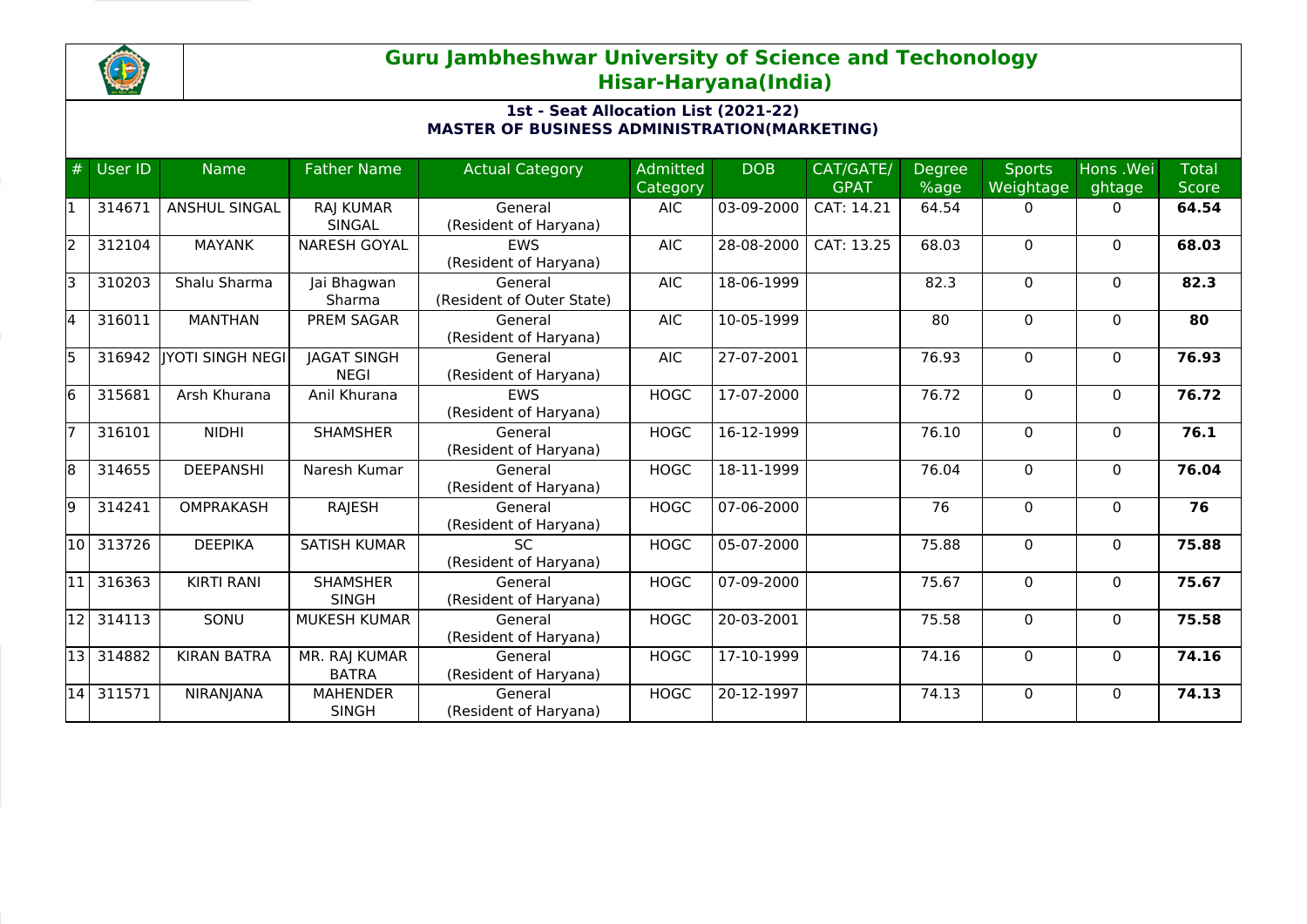# Guru Jambheshwar University of Science and Techonology
## Hisar-Haryana(India)

### 1st - Seat Allocation List (2021-22)
### MASTER OF BUSINESS ADMINISTRATION(MARKETING)

| # | User ID | Name | Father Name | Actual Category | Admitted Category | DOB | CAT/GATE/ GPAT | Degree %age | Sports Weightage | Hons .Weightage | Total Score |
|---|---|---|---|---|---|---|---|---|---|---|---|
| 1 | 314671 | ANSHUL SINGAL | RAJ KUMAR SINGAL | General (Resident of Haryana) | AIC | 03-09-2000 | CAT: 14.21 | 64.54 | 0 | 0 | **64.54** |
| 2 | 312104 | MAYANK | NARESH GOYAL | EWS (Resident of Haryana) | AIC | 28-08-2000 | CAT: 13.25 | 68.03 | 0 | 0 | **68.03** |
| 3 | 310203 | Shalu Sharma | Jai Bhagwan Sharma | General (Resident of Outer State) | AIC | 18-06-1999 | | 82.3 | 0 | 0 | **82.3** |
| 4 | 316011 | MANTHAN | PREM SAGAR | General (Resident of Haryana) | AIC | 10-05-1999 | | 80 | 0 | 0 | **80** |
| 5 | 316942 | JYOTI SINGH NEGI | JAGAT SINGH NEGI | General (Resident of Haryana) | AIC | 27-07-2001 | | 76.93 | 0 | 0 | **76.93** |
| 6 | 315681 | Arsh Khurana | Anil Khurana | EWS (Resident of Haryana) | HOGC | 17-07-2000 | | 76.72 | 0 | 0 | **76.72** |
| 7 | 316101 | NIDHI | SHAMSHER | General (Resident of Haryana) | HOGC | 16-12-1999 | | 76.10 | 0 | 0 | **76.1** |
| 8 | 314655 | DEEPANSHI | Naresh Kumar | General (Resident of Haryana) | HOGC | 18-11-1999 | | 76.04 | 0 | 0 | **76.04** |
| 9 | 314241 | OMPRAKASH | RAJESH | General (Resident of Haryana) | HOGC | 07-06-2000 | | 76 | 0 | 0 | **76** |
| 10 | 313726 | DEEPIKA | SATISH KUMAR | SC (Resident of Haryana) | HOGC | 05-07-2000 | | 75.88 | 0 | 0 | **75.88** |
| 11 | 316363 | KIRTI RANI | SHAMSHER SINGH | General (Resident of Haryana) | HOGC | 07-09-2000 | | 75.67 | 0 | 0 | **75.67** |
| 12 | 314113 | SONU | MUKESH KUMAR | General (Resident of Haryana) | HOGC | 20-03-2001 | | 75.58 | 0 | 0 | **75.58** |
| 13 | 314882 | KIRAN BATRA | MR. RAJ KUMAR BATRA | General (Resident of Haryana) | HOGC | 17-10-1999 | | 74.16 | 0 | 0 | **74.16** |
| 14 | 311571 | NIRANJANA | MAHENDER SINGH | General (Resident of Haryana) | HOGC | 20-12-1997 | | 74.13 | 0 | 0 | **74.13** |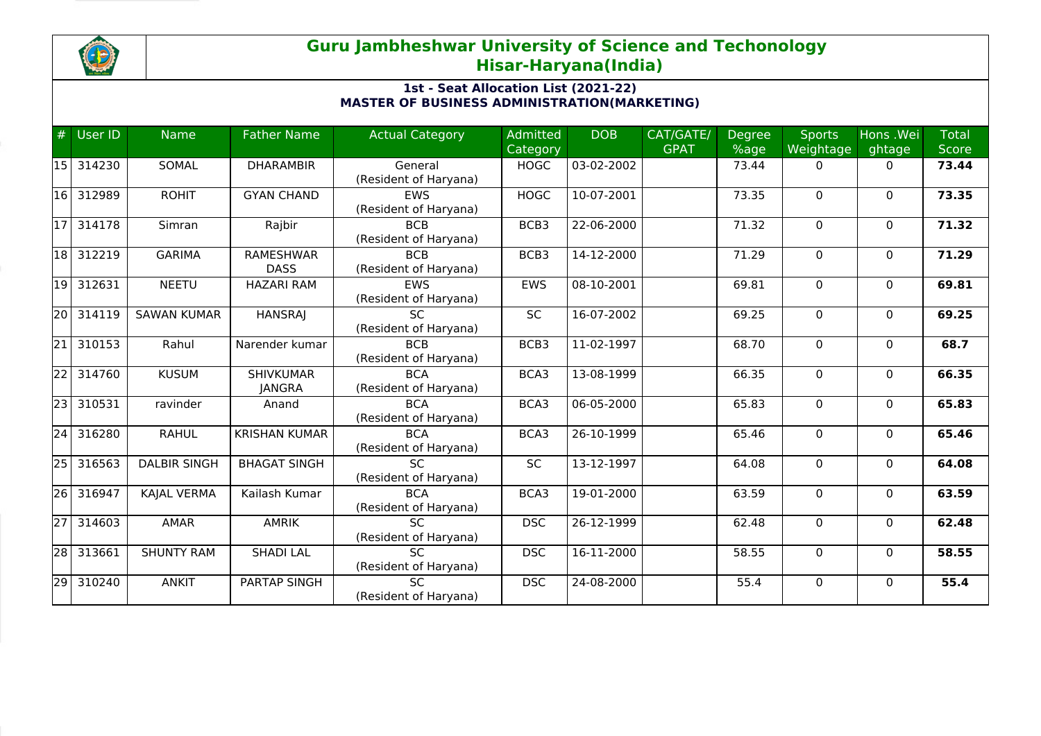## Guru Jambheshwar University of Science and Techonology
## Hisar-Haryana(India)

**1st - Seat Allocation List (2021-22)**
**MASTER OF BUSINESS ADMINISTRATION(MARKETING)**

| # | User ID | Name | Father Name | Actual Category | Admitted Category | DOB | CAT/GATE/ GPAT | Degree %age | Sports Weightage | Hons .Weightage | Total Score |
|---|---|---|---|---|---|---|---|---|---|---|---|
| 15 | 314230 | SOMAL | DHARAMBIR | General (Resident of Haryana) | HOGC | 03-02-2002 | | 73.44 | 0 | 0 | **73.44** |
| 16 | 312989 | ROHIT | GYAN CHAND | EWS (Resident of Haryana) | HOGC | 10-07-2001 | | 73.35 | 0 | 0 | **73.35** |
| 17 | 314178 | Simran | Rajbir | BCB (Resident of Haryana) | BCB3 | 22-06-2000 | | 71.32 | 0 | 0 | **71.32** |
| 18 | 312219 | GARIMA | RAMESHWAR DASS | BCB (Resident of Haryana) | BCB3 | 14-12-2000 | | 71.29 | 0 | 0 | **71.29** |
| 19 | 312631 | NEETU | HAZARI RAM | EWS (Resident of Haryana) | EWS | 08-10-2001 | | 69.81 | 0 | 0 | **69.81** |
| 20 | 314119 | SAWAN KUMAR | HANSRAJ | SC (Resident of Haryana) | SC | 16-07-2002 | | 69.25 | 0 | 0 | **69.25** |
| 21 | 310153 | Rahul | Narender kumar | BCB (Resident of Haryana) | BCB3 | 11-02-1997 | | 68.70 | 0 | 0 | **68.7** |
| 22 | 314760 | KUSUM | SHIVKUMAR JANGRA | BCA (Resident of Haryana) | BCA3 | 13-08-1999 | | 66.35 | 0 | 0 | **66.35** |
| 23 | 310531 | ravinder | Anand | BCA (Resident of Haryana) | BCA3 | 06-05-2000 | | 65.83 | 0 | 0 | **65.83** |
| 24 | 316280 | RAHUL | KRISHAN KUMAR | BCA (Resident of Haryana) | BCA3 | 26-10-1999 | | 65.46 | 0 | 0 | **65.46** |
| 25 | 316563 | DALBIR SINGH | BHAGAT SINGH | SC (Resident of Haryana) | SC | 13-12-1997 | | 64.08 | 0 | 0 | **64.08** |
| 26 | 316947 | KAJAL VERMA | Kailash Kumar | BCA (Resident of Haryana) | BCA3 | 19-01-2000 | | 63.59 | 0 | 0 | **63.59** |
| 27 | 314603 | AMAR | AMRIK | SC (Resident of Haryana) | DSC | 26-12-1999 | | 62.48 | 0 | 0 | **62.48** |
| 28 | 313661 | SHUNTY RAM | SHADI LAL | SC (Resident of Haryana) | DSC | 16-11-2000 | | 58.55 | 0 | 0 | **58.55** |
| 29 | 310240 | ANKIT | PARTAP SINGH | SC (Resident of Haryana) | DSC | 24-08-2000 | | 55.4 | 0 | 0 | **55.4** |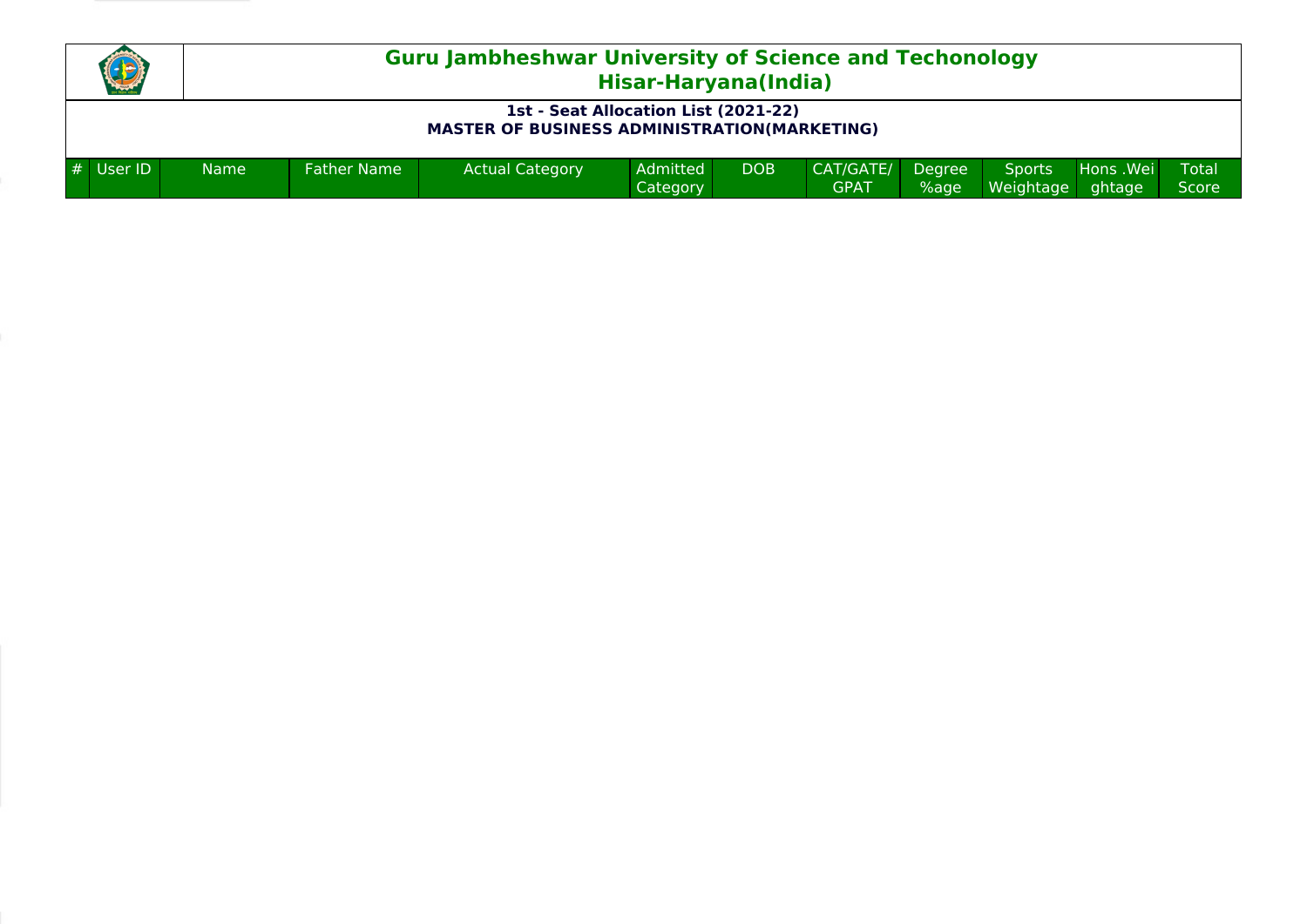# Guru Jambheshwar University of Science and Techonology
## Hisar-Haryana(India)

### 1st - Seat Allocation List (2021-22)
### MASTER OF BUSINESS ADMINISTRATION(MARKETING)

| # | User ID | Name | Father Name | Actual Category | Admitted Category | DOB | CAT/GATE/ GPAT | Degree %age | Sports Weightage | Hons .Weightage | Total Score |
|---|---|---|---|---|---|---|---|---|---|---|---|